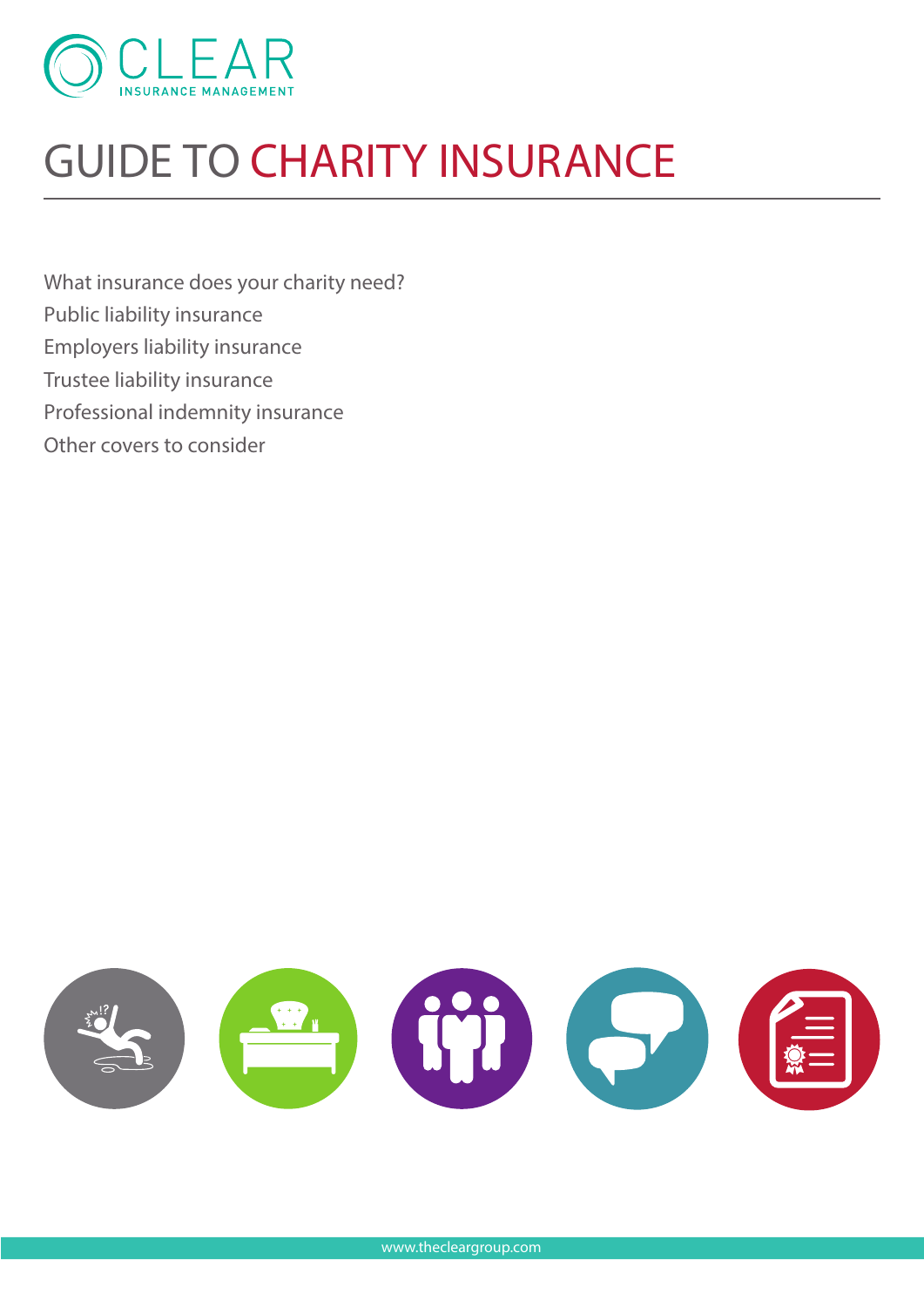CLEAR
INSURANCE MANAGEMENT

# GUIDE TO CHARITY INSURANCE

What insurance does your charity need?
Public liability insurance
Employers liability insurance
Trustee liability insurance
Professional indemnity insurance
Other covers to consider

www.thecleargroup.com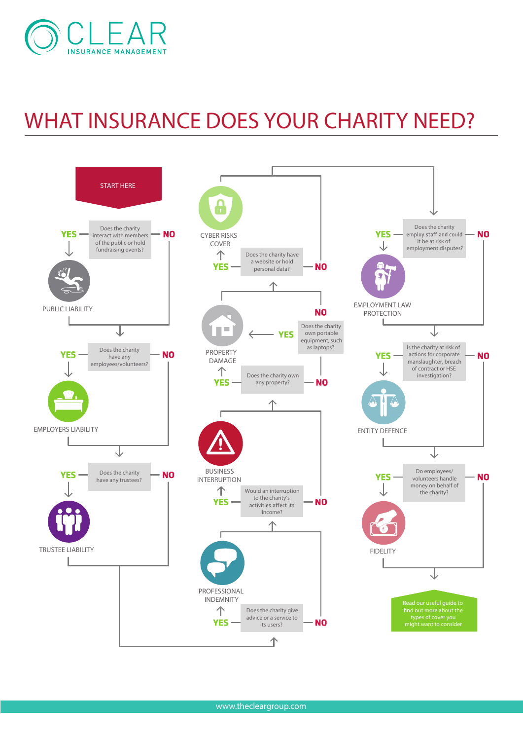# CLEAR

INSURANCE MANAGEMENT

# WHAT INSURANCE DOES YOUR CHARITY NEED?

**START HERE**

**Does the charity interact with members of the public or hold fundraising events?**
- YES → PUBLIC LIABILITY
- NO → next question

**Does the charity have any employees/volunteers?**
- YES → EMPLOYERS LIABILITY
- NO → next question

**Does the charity have any trustees?**
- YES → TRUSTEE LIABILITY
- NO → next question

**Does the charity give advice or a service to its users?**
- YES → PROFESSIONAL INDEMNITY
- NO → next question

**Would an interruption to the charity's activities affect its income?**
- YES → BUSINESS INTERRUPTION
- NO → next question

**Does the charity own any property?**
- YES → PROPERTY DAMAGE
- NO → next question

**Does the charity own portable equipment, such as laptops?**
- YES → PROPERTY DAMAGE
- NO → next question

**Does the charity have a website or hold personal data?**
- YES → CYBER RISKS COVER
- NO → next question

**Does the charity employ staff and could it be at risk of employment disputes?**
- YES → EMPLOYMENT LAW PROTECTION
- NO → next question

**Is the charity at risk of actions for corporate manslaughter, breach of contract or HSE investigation?**
- YES → ENTITY DEFENCE
- NO → next question

**Do employees/volunteers handle money on behalf of the charity?**
- YES → FIDELITY
- NO → next

Read our useful guide to find out more about the types of cover you might want to consider

www.thecleargroup.com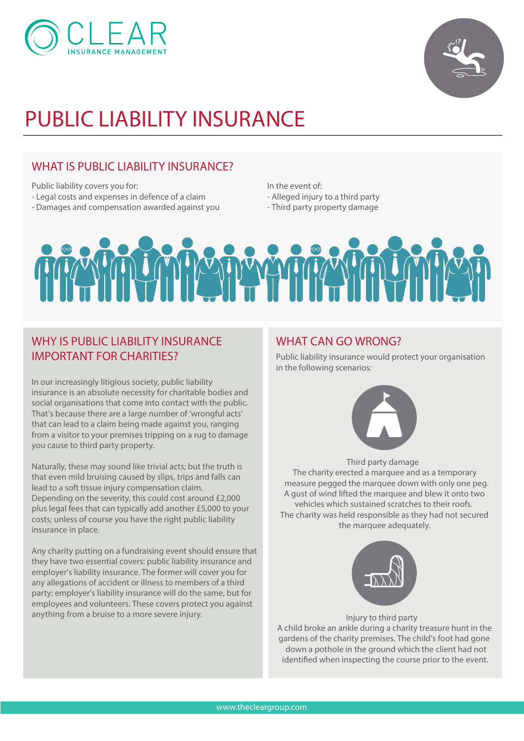CLEAR
INSURANCE MANAGEMENT

# PUBLIC LIABILITY INSURANCE

## WHAT IS PUBLIC LIABILITY INSURANCE?

Public liability covers you for:
- Legal costs and expenses in defence of a claim
- Damages and compensation awarded against you

In the event of:
- Alleged injury to a third party
- Third party property damage

## WHY IS PUBLIC LIABILITY INSURANCE IMPORTANT FOR CHARITIES?

In our increasingly litigious society, public liability insurance is an absolute necessity for charitable bodies and social organisations that come into contact with the public. That's because there are a large number of 'wrongful acts' that can lead to a claim being made against you, ranging from a visitor to your premises tripping on a rug to damage you cause to third party property.

Naturally, these may sound like trivial acts; but the truth is that even mild bruising caused by slips, trips and falls can lead to a soft tissue injury compensation claim. Depending on the severity, this could cost around £2,000 plus legal fees that can typically add another £5,000 to your costs; unless of course you have the right public liability insurance in place.

Any charity putting on a fundraising event should ensure that they have two essential covers: public liability insurance and employer's liability insurance. The former will cover you for any allegations of accident or illness to members of a third party; employer's liability insurance will do the same, but for employees and volunteers. These covers protect you against anything from a bruise to a more severe injury.

## WHAT CAN GO WRONG?

Public liability insurance would protect your organisation in the following scenarios:

Third party damage
The charity erected a marquee and as a temporary measure pegged the marquee down with only one peg. A gust of wind lifted the marquee and blew it onto two vehicles which sustained scratches to their roofs. The charity was held responsible as they had not secured the marquee adequately.

Injury to third party
A child broke an ankle during a charity treasure hunt in the gardens of the charity premises. The child's foot had gone down a pothole in the ground which the client had not identified when inspecting the course prior to the event.

www.thecleargroup.com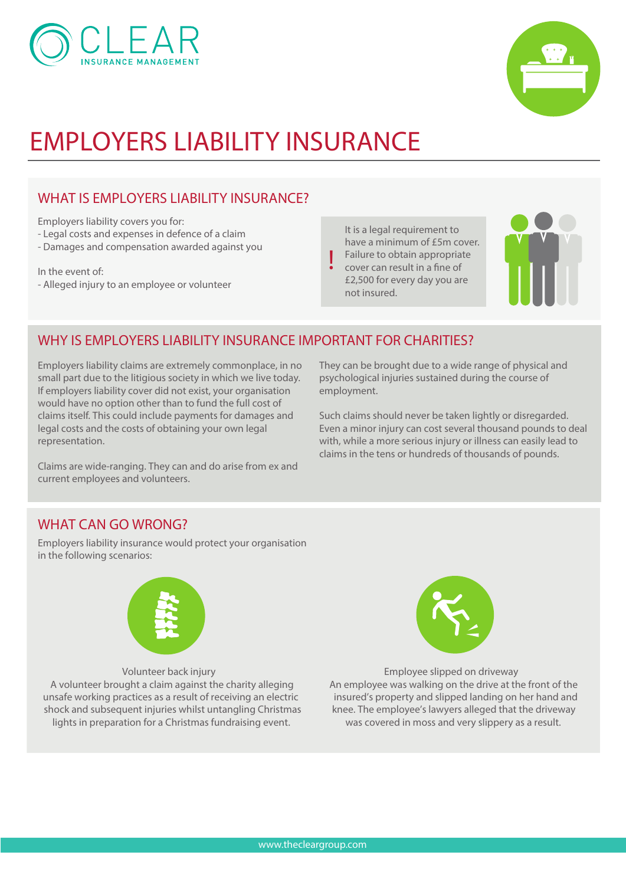CLEAR
INSURANCE MANAGEMENT

# EMPLOYERS LIABILITY INSURANCE

## WHAT IS EMPLOYERS LIABILITY INSURANCE?

Employers liability covers you for:
- Legal costs and expenses in defence of a claim
- Damages and compensation awarded against you

In the event of:
- Alleged injury to an employee or volunteer

**!** It is a legal requirement to have a minimum of £5m cover. Failure to obtain appropriate cover can result in a fine of £2,500 for every day you are not insured.

## WHY IS EMPLOYERS LIABILITY INSURANCE IMPORTANT FOR CHARITIES?

Employers liability claims are extremely commonplace, in no small part due to the litigious society in which we live today. If employers liability cover did not exist, your organisation would have no option other than to fund the full cost of claims itself. This could include payments for damages and legal costs and the costs of obtaining your own legal representation.

Claims are wide-ranging. They can and do arise from ex and current employees and volunteers.

They can be brought due to a wide range of physical and psychological injuries sustained during the course of employment.

Such claims should never be taken lightly or disregarded. Even a minor injury can cost several thousand pounds to deal with, while a more serious injury or illness can easily lead to claims in the tens or hundreds of thousands of pounds.

## WHAT CAN GO WRONG?

Employers liability insurance would protect your organisation in the following scenarios:

**Volunteer back injury**
A volunteer brought a claim against the charity alleging unsafe working practices as a result of receiving an electric shock and subsequent injuries whilst untangling Christmas lights in preparation for a Christmas fundraising event.

**Employee slipped on driveway**
An employee was walking on the drive at the front of the insured's property and slipped landing on her hand and knee. The employee's lawyers alleged that the driveway was covered in moss and very slippery as a result.

www.thecleargroup.com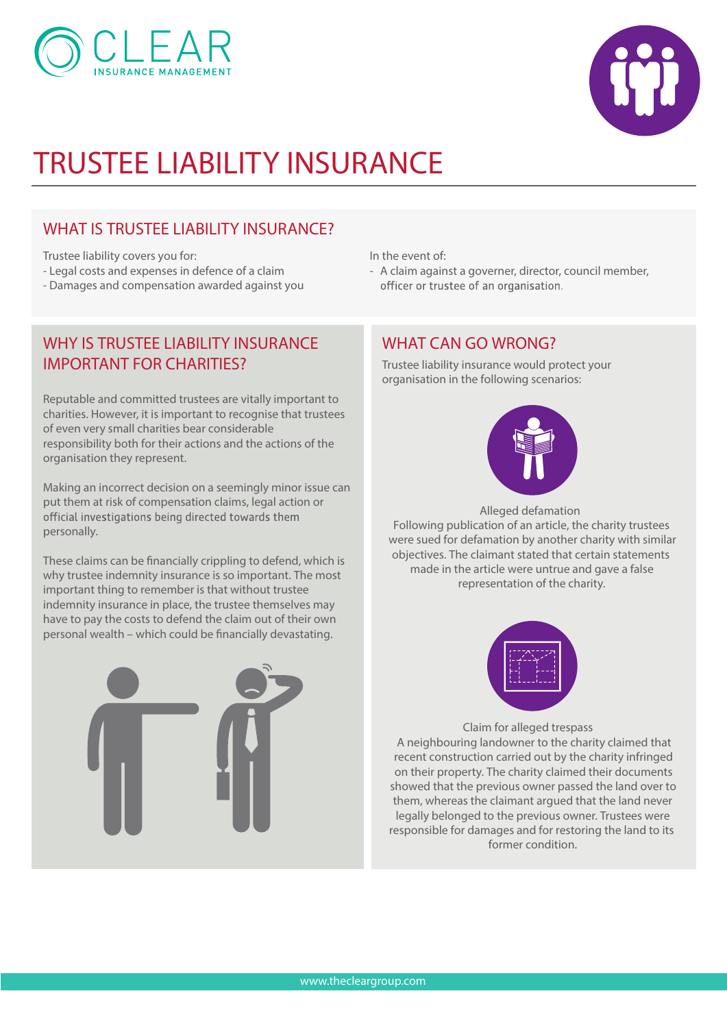# TRUSTEE LIABILITY INSURANCE

## WHAT IS TRUSTEE LIABILITY INSURANCE?

Trustee liability covers you for:
- Legal costs and expenses in defence of a claim
- Damages and compensation awarded against you

In the event of:
- A claim against a governer, director, council member, officer or trustee of an organisation.

## WHY IS TRUSTEE LIABILITY INSURANCE IMPORTANT FOR CHARITIES?

Reputable and committed trustees are vitally important to charities. However, it is important to recognise that trustees of even very small charities bear considerable responsibility both for their actions and the actions of the organisation they represent.

Making an incorrect decision on a seemingly minor issue can put them at risk of compensation claims, legal action or official investigations being directed towards them personally.

These claims can be financially crippling to defend, which is why trustee indemnity insurance is so important. The most important thing to remember is that without trustee indemnity insurance in place, the trustee themselves may have to pay the costs to defend the claim out of their own personal wealth – which could be financially devastating.

## WHAT CAN GO WRONG?

Trustee liability insurance would protect your organisation in the following scenarios:

**Alleged defamation**

Following publication of an article, the charity trustees were sued for defamation by another charity with similar objectives. The claimant stated that certain statements made in the article were untrue and gave a false representation of the charity.

**Claim for alleged trespass**

A neighbouring landowner to the charity claimed that recent construction carried out by the charity infringed on their property. The charity claimed their documents showed that the previous owner passed the land over to them, whereas the claimant argued that the land never legally belonged to the previous owner. Trustees were responsible for damages and for restoring the land to its former condition.

www.thecleargroup.com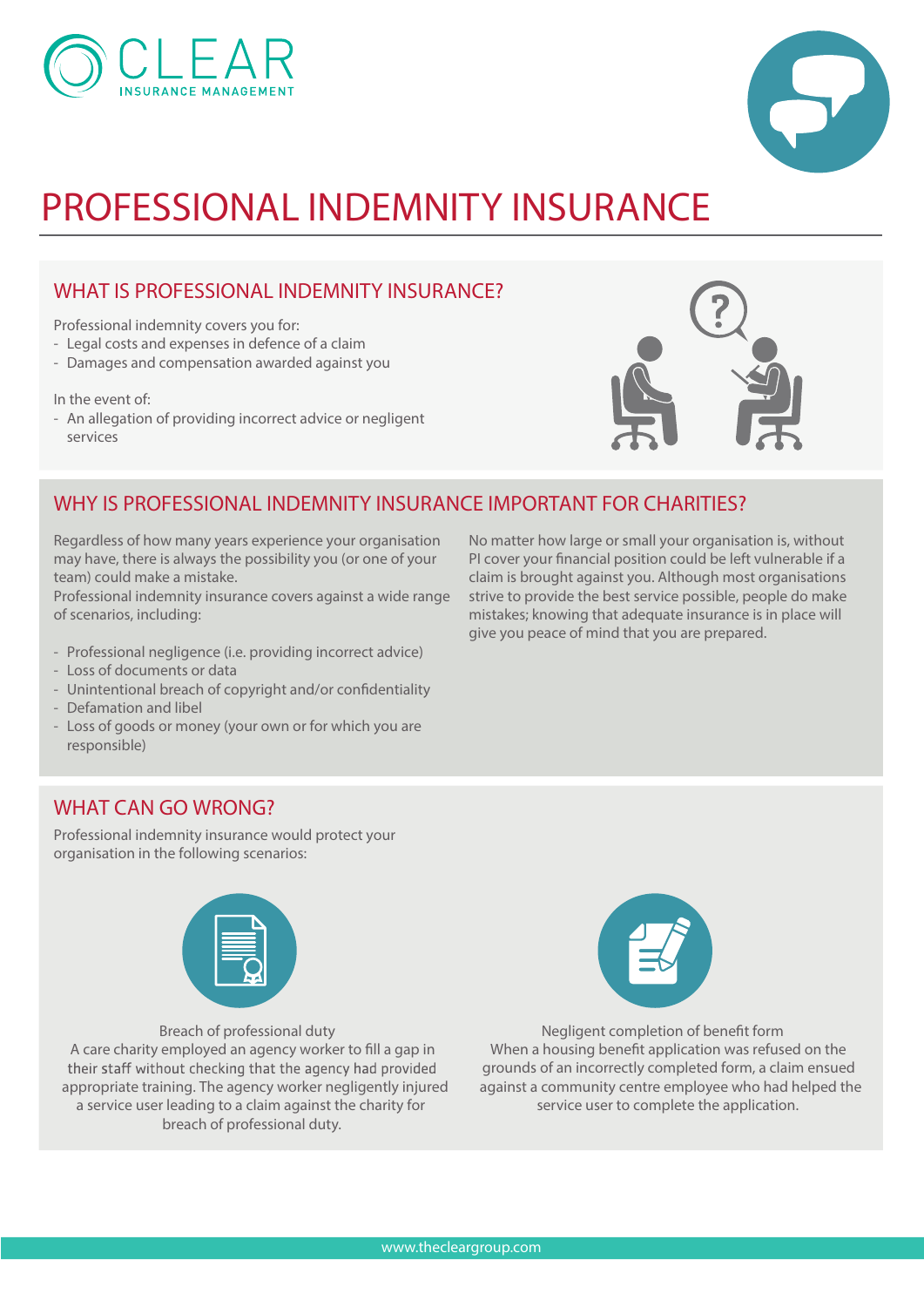# PROFESSIONAL INDEMNITY INSURANCE

## WHAT IS PROFESSIONAL INDEMNITY INSURANCE?

Professional indemnity covers you for:

- Legal costs and expenses in defence of a claim
- Damages and compensation awarded against you

In the event of:

- An allegation of providing incorrect advice or negligent services

## WHY IS PROFESSIONAL INDEMNITY INSURANCE IMPORTANT FOR CHARITIES?

Regardless of how many years experience your organisation may have, there is always the possibility you (or one of your team) could make a mistake.
Professional indemnity insurance covers against a wide range of scenarios, including:

- Professional negligence (i.e. providing incorrect advice)
- Loss of documents or data
- Unintentional breach of copyright and/or confidentiality
- Defamation and libel
- Loss of goods or money (your own or for which you are responsible)

No matter how large or small your organisation is, without PI cover your financial position could be left vulnerable if a claim is brought against you. Although most organisations strive to provide the best service possible, people do make mistakes; knowing that adequate insurance is in place will give you peace of mind that you are prepared.

## WHAT CAN GO WRONG?

Professional indemnity insurance would protect your organisation in the following scenarios:

**Breach of professional duty**
A care charity employed an agency worker to fill a gap in their staff without checking that the agency had provided appropriate training. The agency worker negligently injured a service user leading to a claim against the charity for breach of professional duty.

**Negligent completion of benefit form**
When a housing benefit application was refused on the grounds of an incorrectly completed form, a claim ensued against a community centre employee who had helped the service user to complete the application.

www.thecleargroup.com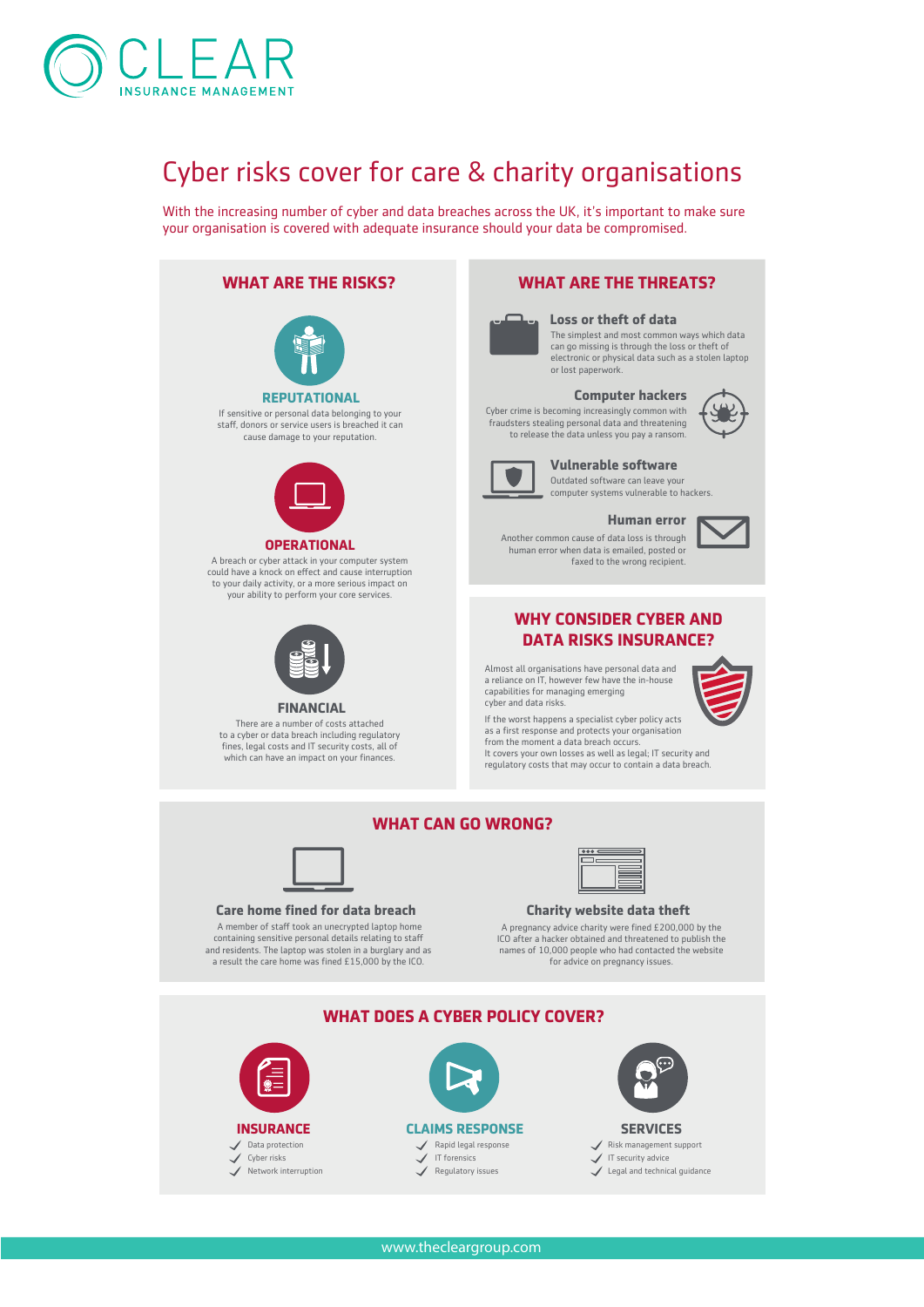CLEAR
INSURANCE MANAGEMENT

# Cyber risks cover for care & charity organisations

With the increasing number of cyber and data breaches across the UK, it's important to make sure your organisation is covered with adequate insurance should your data be compromised.

## WHAT ARE THE RISKS?

### REPUTATIONAL

If sensitive or personal data belonging to your staff, donors or service users is breached it can cause damage to your reputation.

### OPERATIONAL

A breach or cyber attack in your computer system could have a knock on effect and cause interruption to your daily activity, or a more serious impact on your ability to perform your core services.

### FINANCIAL

There are a number of costs attached to a cyber or data breach including regulatory fines, legal costs and IT security costs, all of which can have an impact on your finances.

## WHAT ARE THE THREATS?

### Loss or theft of data

The simplest and most common ways which data can go missing is through the loss or theft of electronic or physical data such as a stolen laptop or lost paperwork.

### Computer hackers

Cyber crime is becoming increasingly common with fraudsters stealing personal data and threatening to release the data unless you pay a ransom.

### Vulnerable software

Outdated software can leave your computer systems vulnerable to hackers.

### Human error

Another common cause of data loss is through human error when data is emailed, posted or faxed to the wrong recipient.

## WHY CONSIDER CYBER AND DATA RISKS INSURANCE?

Almost all organisations have personal data and a reliance on IT, however few have the in-house capabilities for managing emerging cyber and data risks.

If the worst happens a specialist cyber policy acts as a first response and protects your organisation from the moment a data breach occurs.
It covers your own losses as well as legal; IT security and regulatory costs that may occur to contain a data breach.

## WHAT CAN GO WRONG?

### Care home fined for data breach

A member of staff took an unencrypted laptop home containing sensitive personal details relating to staff and residents. The laptop was stolen in a burglary and as a result the care home was fined £15,000 by the ICO.

### Charity website data theft

A pregnancy advice charity were fined £200,000 by the ICO after a hacker obtained and threatened to publish the names of 10,000 people who had contacted the website for advice on pregnancy issues.

## WHAT DOES A CYBER POLICY COVER?

### INSURANCE

- Data protection
- Cyber risks
- Network interruption

### CLAIMS RESPONSE

- Rapid legal response
- IT forensics
- Regulatory issues

### SERVICES

- Risk management support
- IT security advice
- Legal and technical guidance

www.thecleargroup.com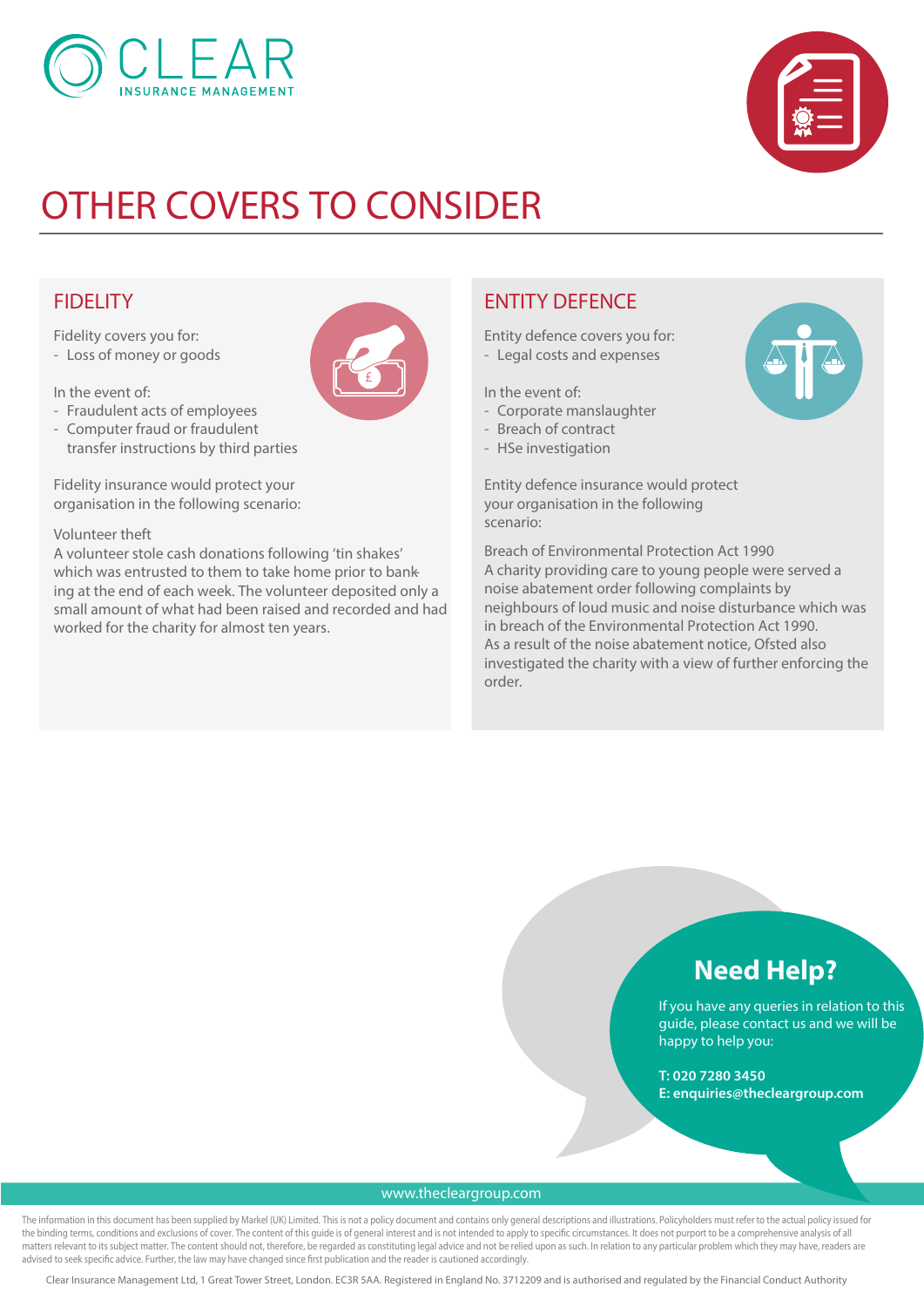# OTHER COVERS TO CONSIDER

## FIDELITY

Fidelity covers you for:
- Loss of money or goods

In the event of:
- Fraudulent acts of employees
- Computer fraud or fraudulent transfer instructions by third parties

Fidelity insurance would protect your organisation in the following scenario:

Volunteer theft

A volunteer stole cash donations following 'tin shakes' which was entrusted to them to take home prior to banking at the end of each week. The volunteer deposited only a small amount of what had been raised and recorded and had worked for the charity for almost ten years.

## ENTITY DEFENCE

Entity defence covers you for:
- Legal costs and expenses

In the event of:
- Corporate manslaughter
- Breach of contract
- HSe investigation

Entity defence insurance would protect your organisation in the following scenario:

Breach of Environmental Protection Act 1990

A charity providing care to young people were served a noise abatement order following complaints by neighbours of loud music and noise disturbance which was in breach of the Environmental Protection Act 1990.
As a result of the noise abatement notice, Ofsted also investigated the charity with a view of further enforcing the order.

## Need Help?

If you have any queries in relation to this guide, please contact us and we will be happy to help you:

**T: 020 7280 3450**
**E: enquiries@thecleargroup.com**

www.thecleargroup.com

The information in this document has been supplied by Markel (UK) Limited. This is not a policy document and contains only general descriptions and illustrations. Policyholders must refer to the actual policy issued for the binding terms, conditions and exclusions of cover. The content of this guide is of general interest and is not intended to apply to specific circumstances. It does not purport to be a comprehensive analysis of all matters relevant to its subject matter. The content should not, therefore, be regarded as constituting legal advice and not be relied upon as such. In relation to any particular problem which they may have, readers are advised to seek specific advice. Further, the law may have changed since first publication and the reader is cautioned accordingly.

Clear Insurance Management Ltd, 1 Great Tower Street, London. EC3R 5AA. Registered in England No. 3712209 and is authorised and regulated by the Financial Conduct Authority